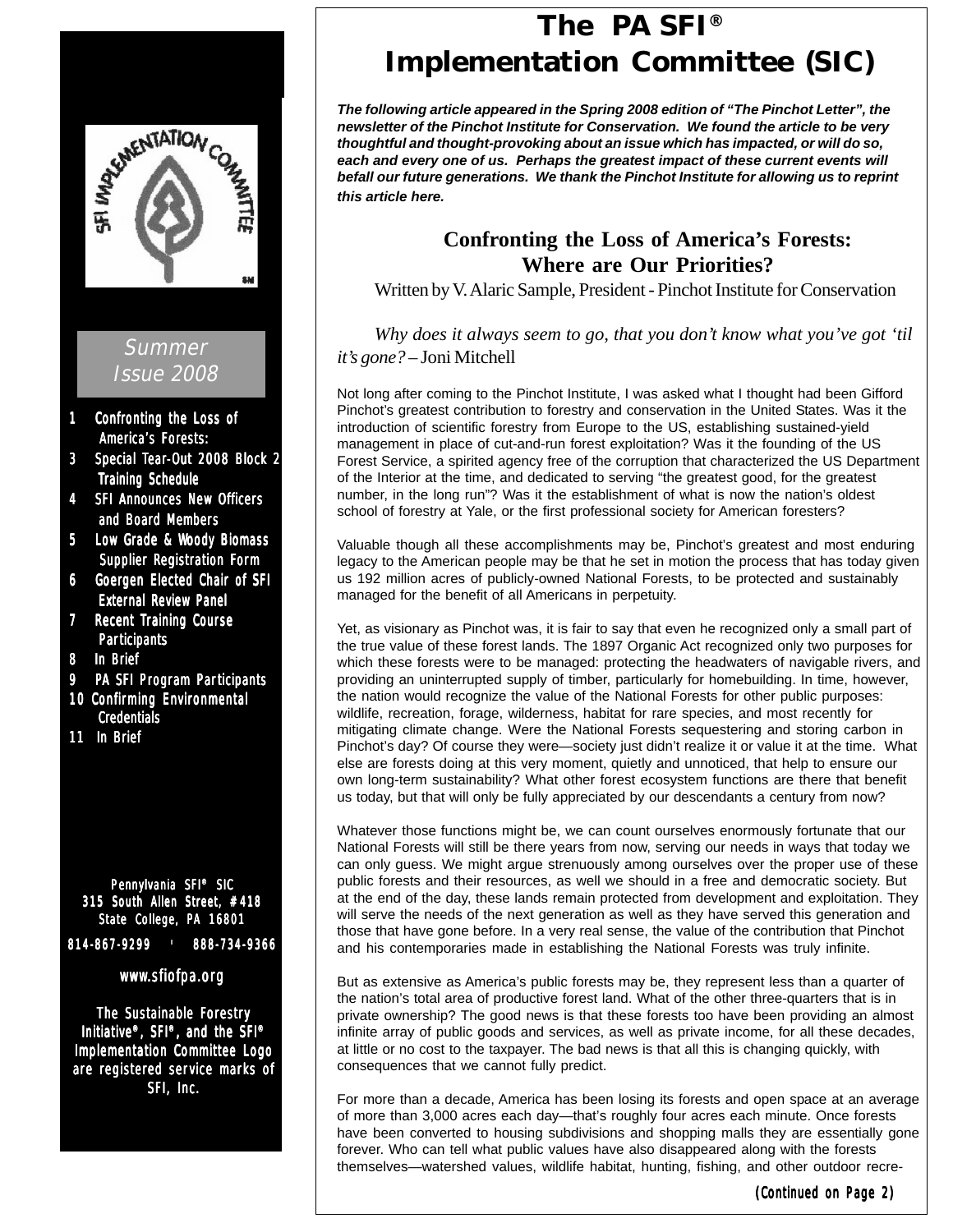# The PA SFI® Implementation Committee (SIC)

***The following article appeared in the Spring 2008 edition of "The Pinchot Letter", the newsletter of the Pinchot Institute for Conservation. We found the article to be very thoughtful and thought-provoking about an issue which has impacted, or will do so, each and every one of us. Perhaps the greatest impact of these current events will befall our future generations. We thank the Pinchot Institute for allowing us to reprint this article here.***

## Confronting the Loss of America's Forests: Where are Our Priorities?

Written by V. Alaric Sample, President - Pinchot Institute for Conservation

*Why does it always seem to go, that you don't know what you've got 'til it's gone?* – Joni Mitchell

Not long after coming to the Pinchot Institute, I was asked what I thought had been Gifford Pinchot's greatest contribution to forestry and conservation in the United States. Was it the introduction of scientific forestry from Europe to the US, establishing sustained-yield management in place of cut-and-run forest exploitation? Was it the founding of the US Forest Service, a spirited agency free of the corruption that characterized the US Department of the Interior at the time, and dedicated to serving "the greatest good, for the greatest number, in the long run"? Was it the establishment of what is now the nation's oldest school of forestry at Yale, or the first professional society for American foresters?

Valuable though all these accomplishments may be, Pinchot's greatest and most enduring legacy to the American people may be that he set in motion the process that has today given us 192 million acres of publicly-owned National Forests, to be protected and sustainably managed for the benefit of all Americans in perpetuity.

Yet, as visionary as Pinchot was, it is fair to say that even he recognized only a small part of the true value of these forest lands. The 1897 Organic Act recognized only two purposes for which these forests were to be managed: protecting the headwaters of navigable rivers, and providing an uninterrupted supply of timber, particularly for homebuilding. In time, however, the nation would recognize the value of the National Forests for other public purposes: wildlife, recreation, forage, wilderness, habitat for rare species, and most recently for mitigating climate change. Were the National Forests sequestering and storing carbon in Pinchot's day? Of course they were—society just didn't realize it or value it at the time. What else are forests doing at this very moment, quietly and unnoticed, that help to ensure our own long-term sustainability? What other forest ecosystem functions are there that benefit us today, but that will only be fully appreciated by our descendants a century from now?

Whatever those functions might be, we can count ourselves enormously fortunate that our National Forests will still be there years from now, serving our needs in ways that today we can only guess. We might argue strenuously among ourselves over the proper use of these public forests and their resources, as well we should in a free and democratic society. But at the end of the day, these lands remain protected from development and exploitation. They will serve the needs of the next generation as well as they have served this generation and those that have gone before. In a very real sense, the value of the contribution that Pinchot and his contemporaries made in establishing the National Forests was truly infinite.

But as extensive as America's public forests may be, they represent less than a quarter of the nation's total area of productive forest land. What of the other three-quarters that is in private ownership? The good news is that these forests too have been providing an almost infinite array of public goods and services, as well as private income, for all these decades, at little or no cost to the taxpayer. The bad news is that all this is changing quickly, with consequences that we cannot fully predict.

For more than a decade, America has been losing its forests and open space at an average of more than 3,000 acres each day—that's roughly four acres each minute. Once forests have been converted to housing subdivisions and shopping malls they are essentially gone forever. Who can tell what public values have also disappeared along with the forests themselves—watershed values, wildlife habitat, hunting, fishing, and other outdoor recre-

*(Continued on Page 2)*

Summer Issue 2008

1 Confronting the Loss of America's Forests:
3 Special Tear-Out 2008 Block 2 Training Schedule
4 SFI Announces New Officers and Board Members
5 Low Grade & Woody Biomass Supplier Registration Form
6 Goergen Elected Chair of SFI External Review Panel
7 Recent Training Course Participants
8 In Brief
9 PA SFI Program Participants
10 Confirming Environmental Credentials
11 In Brief

Pennsylvania SFI® SIC
315 South Allen Street, #418
State College, PA 16801
814-867-9299 • 888-734-9366

www.sfiofpa.org

The Sustainable Forestry Initiative®, SFI®, and the SFI® Implementation Committee Logo are registered service marks of SFI, Inc.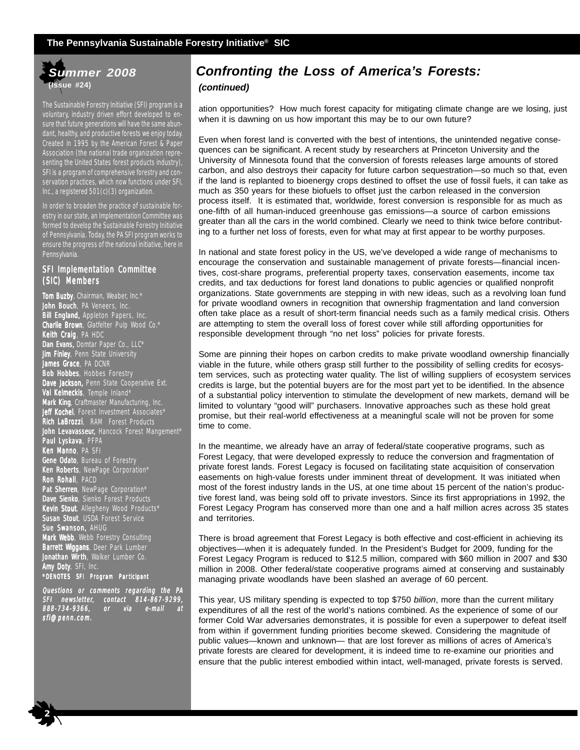**Summer 2008**
**(Issue #24)**

The Sustainable Forestry Initiative (SFI) program is a voluntary, industry driven effort developed to ensure that future generations will have the same abundant, healthy, and productive forests we enjoy today. Created in 1995 by the American Forest & Paper Association (the national trade organization representing the United States forest products industry), SFI is a program of comprehensive forestry and conservation practices, which now functions under SFI, Inc., a registered 501(c)(3) organization.

In order to broaden the practice of sustainable forestry in our state, an Implementation Committee was formed to develop the Sustainable Forestry Initiative of Pennsylvania. Today, the PA SFI program works to ensure the progress of the national initiative, here in Pennsylvania.

### SFI Implementation Committee (SIC) Members

**Tom Buzby**, Chairman, Weaber, Inc.*
**John Bouch**, PA Veneers, Inc.
**Bill England,** Appleton Papers, Inc.
**Charlie Brown**, Glatfelter Pulp Wood Co.*
**Keith Craig**, PA HDC
**Dan Evans,** Domtar Paper Co., LLC*
**Jim Finley**, Penn State University
**James Grace**, PA DCNR
**Bob Hobbes**, Hobbes Forestry
**Dave Jackson,** Penn State Cooperative Ext.
**Val Kelmeckis**, Temple Inland*
**Mark King**, Craftmaster Manufacturing, Inc.
**Jeff Kochel**, Forest Investment Associates*
**Rich LaBrozzi**, RAM Forest Products
**John Levavasseur,** Hancock Forest Mangement*
**Paul Lyskava**, PFPA
**Ken Manno**, PA SFI
**Gene Odato**, Bureau of Forestry
**Ken Roberts**, NewPage Corporation*
**Ron Rohall**, PACD
**Pat Sherren**, NewPage Corporation*
**Dave Sienko**, Sienko Forest Products
**Kevin Stout**, Allegheny Wood Products*
**Susan Stout**, USDA Forest Service
**Sue Swanson,** AHUG
**Mark Webb**, Webb Forestry Consulting
**Barrett Wiggans**, Deer Park Lumber
**Jonathan Wirth**, Walker Lumber Co.
**Amy Doty**, SFI, Inc.
***DENOTES SFI Program Participant**

*Questions or comments regarding the PA SFI newsletter, contact 814-867-9299, 888-734-9366, or via e-mail at sfi@penn.com.*

## Confronting the Loss of America's Forests:

***(continued)***

ation opportunities? How much forest capacity for mitigating climate change are we losing, just when it is dawning on us how important this may be to our own future?

Even when forest land is converted with the best of intentions, the unintended negative consequences can be significant. A recent study by researchers at Princeton University and the University of Minnesota found that the conversion of forests releases large amounts of stored carbon, and also destroys their capacity for future carbon sequestration—so much so that, even if the land is replanted to bioenergy crops destined to offset the use of fossil fuels, it can take as much as 350 years for these biofuels to offset just the carbon released in the conversion process itself. It is estimated that, worldwide, forest conversion is responsible for as much as one-fifth of all human-induced greenhouse gas emissions—a source of carbon emissions greater than all the cars in the world combined. Clearly we need to think twice before contributing to a further net loss of forests, even for what may at first appear to be worthy purposes.

In national and state forest policy in the US, we've developed a wide range of mechanisms to encourage the conservation and sustainable management of private forests—financial incentives, cost-share programs, preferential property taxes, conservation easements, income tax credits, and tax deductions for forest land donations to public agencies or qualified nonprofit organizations. State governments are stepping in with new ideas, such as a revolving loan fund for private woodland owners in recognition that ownership fragmentation and land conversion often take place as a result of short-term financial needs such as a family medical crisis. Others are attempting to stem the overall loss of forest cover while still affording opportunities for responsible development through "no net loss" policies for private forests.

Some are pinning their hopes on carbon credits to make private woodland ownership financially viable in the future, while others grasp still further to the possibility of selling credits for ecosystem services, such as protecting water quality. The list of willing suppliers of ecosystem services credits is large, but the potential buyers are for the most part yet to be identified. In the absence of a substantial policy intervention to stimulate the development of new markets, demand will be limited to voluntary "good will" purchasers. Innovative approaches such as these hold great promise, but their real-world effectiveness at a meaningful scale will not be proven for some time to come.

In the meantime, we already have an array of federal/state cooperative programs, such as Forest Legacy, that were developed expressly to reduce the conversion and fragmentation of private forest lands. Forest Legacy is focused on facilitating state acquisition of conservation easements on high-value forests under imminent threat of development. It was initiated when most of the forest industry lands in the US, at one time about 15 percent of the nation's productive forest land, was being sold off to private investors. Since its first appropriations in 1992, the Forest Legacy Program has conserved more than one and a half million acres across 35 states and territories.

There is broad agreement that Forest Legacy is both effective and cost-efficient in achieving its objectives—when it is adequately funded. In the President's Budget for 2009, funding for the Forest Legacy Program is reduced to $12.5 million, compared with $60 million in 2007 and $30 million in 2008. Other federal/state cooperative programs aimed at conserving and sustainably managing private woodlands have been slashed an average of 60 percent.

This year, US military spending is expected to top $750 *billion*, more than the current military expenditures of all the rest of the world's nations combined. As the experience of some of our former Cold War adversaries demonstrates, it is possible for even a superpower to defeat itself from within if government funding priorities become skewed. Considering the magnitude of public values—known and unknown— that are lost forever as millions of acres of America's private forests are cleared for development, it is indeed time to re-examine our priorities and ensure that the public interest embodied within intact, well-managed, private forests is served.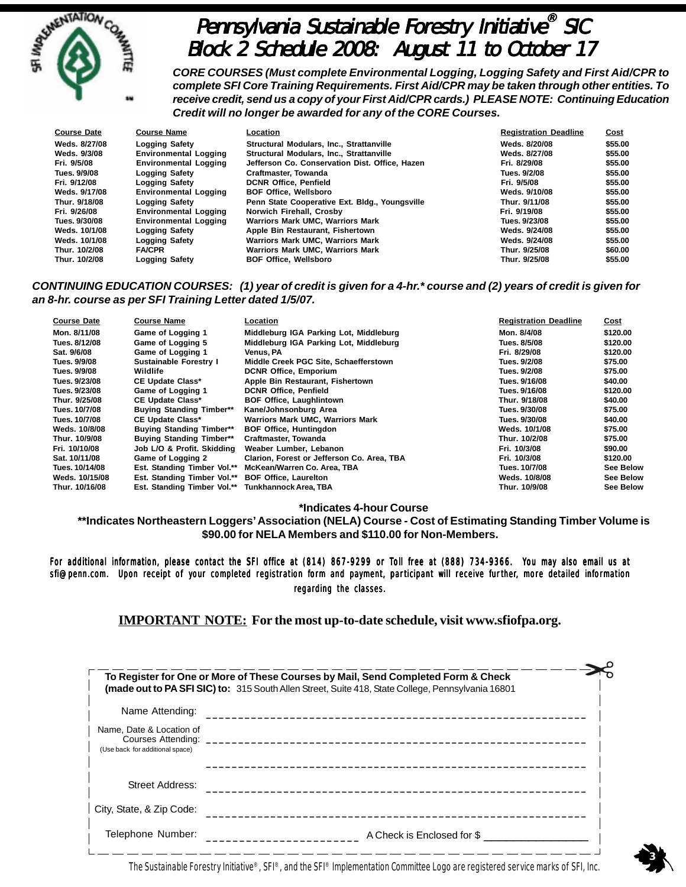# Pennsylvania Sustainable Forestry Initiative® SIC Block 2 Schedule 2008: August 11 to October 17

***CORE COURSES (Must complete Environmental Logging, Logging Safety and First Aid/CPR to complete SFI Core Training Requirements. First Aid/CPR may be taken through other entities. To receive credit, send us a copy of your First Aid/CPR cards.) PLEASE NOTE: Continuing Education Credit will no longer be awarded for any of the CORE Courses.***

| Course Date | Course Name | Location | Registration Deadline | Cost |
|---|---|---|---|---|
| Weds. 8/27/08 | Logging Safety | Structural Modulars, Inc., Strattanville | Weds. 8/20/08 | $55.00 |
| Weds. 9/3/08 | Environmental Logging | Structural Modulars, Inc., Strattanville | Weds. 8/27/08 | $55.00 |
| Fri. 9/5/08 | Environmental Logging | Jefferson Co. Conservation Dist. Office, Hazen | Fri. 8/29/08 | $55.00 |
| Tues. 9/9/08 | Logging Safety | Craftmaster, Towanda | Tues. 9/2/08 | $55.00 |
| Fri. 9/12/08 | Logging Safety | DCNR Office, Penfield | Fri. 9/5/08 | $55.00 |
| Weds. 9/17/08 | Environmental Logging | BOF Office, Wellsboro | Weds. 9/10/08 | $55.00 |
| Thur. 9/18/08 | Logging Safety | Penn State Cooperative Ext. Bldg., Youngsville | Thur. 9/11/08 | $55.00 |
| Fri. 9/26/08 | Environmental Logging | Norwich Firehall, Crosby | Fri. 9/19/08 | $55.00 |
| Tues. 9/30/08 | Environmental Logging | Warriors Mark UMC, Warriors Mark | Tues. 9/23/08 | $55.00 |
| Weds. 10/1/08 | Logging Safety | Apple Bin Restaurant, Fishertown | Weds. 9/24/08 | $55.00 |
| Weds. 10/1/08 | Logging Safety | Warriors Mark UMC, Warriors Mark | Weds. 9/24/08 | $55.00 |
| Thur. 10/2/08 | FA/CPR | Warriors Mark UMC, Warriors Mark | Thur. 9/25/08 | $60.00 |
| Thur. 10/2/08 | Logging Safety | BOF Office, Wellsboro | Thur. 9/25/08 | $55.00 |

***CONTINUING EDUCATION COURSES: (1) year of credit is given for a 4-hr.* course and (2) years of credit is given for an 8-hr. course as per SFI Training Letter dated 1/5/07.***

| Course Date | Course Name | Location | Registration Deadline | Cost |
|---|---|---|---|---|
| Mon. 8/11/08 | Game of Logging 1 | Middleburg IGA Parking Lot, Middleburg | Mon. 8/4/08 | $120.00 |
| Tues. 8/12/08 | Game of Logging 5 | Middleburg IGA Parking Lot, Middleburg | Tues. 8/5/08 | $120.00 |
| Sat. 9/6/08 | Game of Logging 1 | Venus, PA | Fri. 8/29/08 | $120.00 |
| Tues. 9/9/08 | Sustainable Forestry I | Middle Creek PGC Site, Schaefferstown | Tues. 9/2/08 | $75.00 |
| Tues. 9/9/08 | Wildlife | DCNR Office, Emporium | Tues. 9/2/08 | $75.00 |
| Tues. 9/23/08 | CE Update Class* | Apple Bin Restaurant, Fishertown | Tues. 9/16/08 | $40.00 |
| Tues. 9/23/08 | Game of Logging 1 | DCNR Office, Penfield | Tues. 9/16/08 | $120.00 |
| Thur. 9/25/08 | CE Update Class* | BOF Office, Laughlintown | Thur. 9/18/08 | $40.00 |
| Tues. 10/7/08 | Buying Standing Timber** | Kane/Johnsonburg Area | Tues. 9/30/08 | $75.00 |
| Tues. 10/7/08 | CE Update Class* | Warriors Mark UMC, Warriors Mark | Tues. 9/30/08 | $40.00 |
| Weds. 10/8/08 | Buying Standing Timber** | BOF Office, Huntingdon | Weds. 10/1/08 | $75.00 |
| Thur. 10/9/08 | Buying Standing Timber** | Craftmaster, Towanda | Thur. 10/2/08 | $75.00 |
| Fri. 10/10/08 | Job L/O & Profit. Skidding | Weaber Lumber, Lebanon | Fri. 10/3/08 | $90.00 |
| Sat. 10/11/08 | Game of Logging 2 | Clarion, Forest or Jefferson Co. Area, TBA | Fri. 10/3/08 | $120.00 |
| Tues. 10/14/08 | Est. Standing Timber Vol.** | McKean/Warren Co. Area, TBA | Tues. 10/7/08 | See Below |
| Weds. 10/15/08 | Est. Standing Timber Vol.** | BOF Office, Laurelton | Weds. 10/8/08 | See Below |
| Thur. 10/16/08 | Est. Standing Timber Vol.** | Tunkhannock Area, TBA | Thur. 10/9/08 | See Below |

**\*Indicates 4-hour Course**

**\*\*Indicates Northeastern Loggers' Association (NELA) Course - Cost of Estimating Standing Timber Volume is $90.00 for NELA Members and $110.00 for Non-Members.**

For additional information, please contact the SFI office at (814) 867-9299 or Toll free at (888) 734-9366. You may also email us at sfi@penn.com. Upon receipt of your completed registration form and payment, participant will receive further, more detailed information regarding the classes.

**IMPORTANT NOTE: For the most up-to-date schedule, visit www.sfiofpa.org.**

**To Register for One or More of These Courses by Mail, Send Completed Form & Check (made out to PA SFI SIC) to:** 315 South Allen Street, Suite 418, State College, Pennsylvania 16801

Name Attending: ____________________________________________

Name, Date & Location of Courses Attending: ____________________________________________
(Use back for additional space)

____________________________________________

Street Address: ____________________________________________

City, State, & Zip Code: ____________________________________________

Telephone Number: ______________________ A Check is Enclosed for $ ______________

The Sustainable Forestry Initiative®, SFI®, and the SFI® Implementation Committee Logo are registered service marks of SFI, Inc.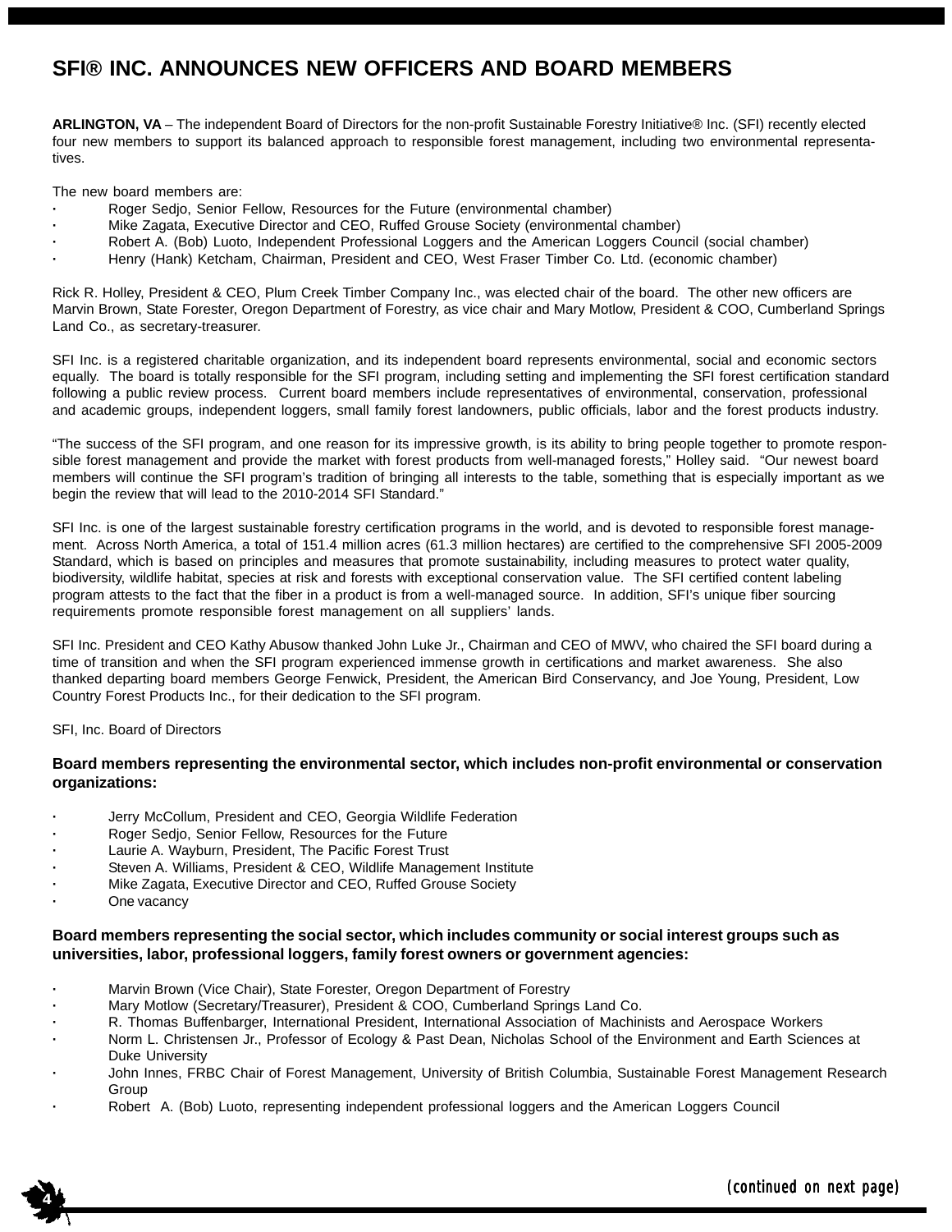# SFI® INC. ANNOUNCES NEW OFFICERS AND BOARD MEMBERS

**ARLINGTON, VA** – The independent Board of Directors for the non-profit Sustainable Forestry Initiative® Inc. (SFI) recently elected four new members to support its balanced approach to responsible forest management, including two environmental representatives.

The new board members are:

- Roger Sedjo, Senior Fellow, Resources for the Future (environmental chamber)
- Mike Zagata, Executive Director and CEO, Ruffed Grouse Society (environmental chamber)
- Robert A. (Bob) Luoto, Independent Professional Loggers and the American Loggers Council (social chamber)
- Henry (Hank) Ketcham, Chairman, President and CEO, West Fraser Timber Co. Ltd. (economic chamber)

Rick R. Holley, President & CEO, Plum Creek Timber Company Inc., was elected chair of the board. The other new officers are Marvin Brown, State Forester, Oregon Department of Forestry, as vice chair and Mary Motlow, President & COO, Cumberland Springs Land Co., as secretary-treasurer.

SFI Inc. is a registered charitable organization, and its independent board represents environmental, social and economic sectors equally. The board is totally responsible for the SFI program, including setting and implementing the SFI forest certification standard following a public review process. Current board members include representatives of environmental, conservation, professional and academic groups, independent loggers, small family forest landowners, public officials, labor and the forest products industry.

"The success of the SFI program, and one reason for its impressive growth, is its ability to bring people together to promote responsible forest management and provide the market with forest products from well-managed forests," Holley said. "Our newest board members will continue the SFI program's tradition of bringing all interests to the table, something that is especially important as we begin the review that will lead to the 2010-2014 SFI Standard."

SFI Inc. is one of the largest sustainable forestry certification programs in the world, and is devoted to responsible forest management. Across North America, a total of 151.4 million acres (61.3 million hectares) are certified to the comprehensive SFI 2005-2009 Standard, which is based on principles and measures that promote sustainability, including measures to protect water quality, biodiversity, wildlife habitat, species at risk and forests with exceptional conservation value. The SFI certified content labeling program attests to the fact that the fiber in a product is from a well-managed source. In addition, SFI's unique fiber sourcing requirements promote responsible forest management on all suppliers' lands.

SFI Inc. President and CEO Kathy Abusow thanked John Luke Jr., Chairman and CEO of MWV, who chaired the SFI board during a time of transition and when the SFI program experienced immense growth in certifications and market awareness. She also thanked departing board members George Fenwick, President, the American Bird Conservancy, and Joe Young, President, Low Country Forest Products Inc., for their dedication to the SFI program.

SFI, Inc. Board of Directors

**Board members representing the environmental sector, which includes non-profit environmental or conservation organizations:**

- Jerry McCollum, President and CEO, Georgia Wildlife Federation
- Roger Sedjo, Senior Fellow, Resources for the Future
- Laurie A. Wayburn, President, The Pacific Forest Trust
- Steven A. Williams, President & CEO, Wildlife Management Institute
- Mike Zagata, Executive Director and CEO, Ruffed Grouse Society
- One vacancy

**Board members representing the social sector, which includes community or social interest groups such as universities, labor, professional loggers, family forest owners or government agencies:**

- Marvin Brown (Vice Chair), State Forester, Oregon Department of Forestry
- Mary Motlow (Secretary/Treasurer), President & COO, Cumberland Springs Land Co.
- R. Thomas Buffenbarger, International President, International Association of Machinists and Aerospace Workers
- Norm L. Christensen Jr., Professor of Ecology & Past Dean, Nicholas School of the Environment and Earth Sciences at Duke University
- John Innes, FRBC Chair of Forest Management, University of British Columbia, Sustainable Forest Management Research Group
- Robert A. (Bob) Luoto, representing independent professional loggers and the American Loggers Council

(continued on next page)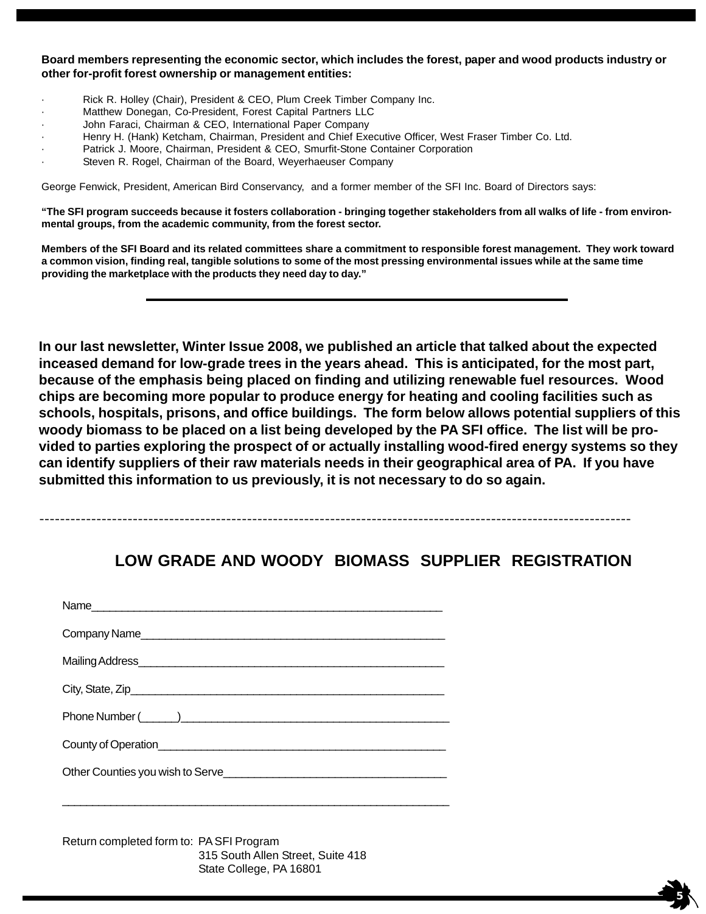**Board members representing the economic sector, which includes the forest, paper and wood products industry or other for-profit forest ownership or management entities:**

- Rick R. Holley (Chair), President & CEO, Plum Creek Timber Company Inc.
- Matthew Donegan, Co-President, Forest Capital Partners LLC
- John Faraci, Chairman & CEO, International Paper Company
- Henry H. (Hank) Ketcham, Chairman, President and Chief Executive Officer, West Fraser Timber Co. Ltd.
- Patrick J. Moore, Chairman, President & CEO, Smurfit-Stone Container Corporation
- Steven R. Rogel, Chairman of the Board, Weyerhaeuser Company

George Fenwick, President, American Bird Conservancy, and a former member of the SFI Inc. Board of Directors says:

**"The SFI program succeeds because it fosters collaboration - bringing together stakeholders from all walks of life - from environmental groups, from the academic community, from the forest sector.**

**Members of the SFI Board and its related committees share a commitment to responsible forest management. They work toward a common vision, finding real, tangible solutions to some of the most pressing environmental issues while at the same time providing the marketplace with the products they need day to day."**

---

**In our last newsletter, Winter Issue 2008, we published an article that talked about the expected inceased demand for low-grade trees in the years ahead. This is anticipated, for the most part, because of the emphasis being placed on finding and utilizing renewable fuel resources. Wood chips are becoming more popular to produce energy for heating and cooling facilities such as schools, hospitals, prisons, and office buildings. The form below allows potential suppliers of this woody biomass to be placed on a list being developed by the PA SFI office. The list will be provided to parties exploring the prospect of or actually installing wood-fired energy systems so they can identify suppliers of their raw materials needs in their geographical area of PA. If you have submitted this information to us previously, it is not necessary to do so again.**

-------------------------------------------------------------------------------------------------------------------

## LOW GRADE AND WOODY BIOMASS SUPPLIER REGISTRATION

Name___________________________________________________

Company Name___________________________________________

Mailing Address__________________________________________

City, State, Zip____________________________________________

Phone Number (______)_____________________________________

County of Operation________________________________________

Other Counties you wish to Serve______________________________

_______________________________________________________

Return completed form to: PA SFI Program
315 South Allen Street, Suite 418
State College, PA 16801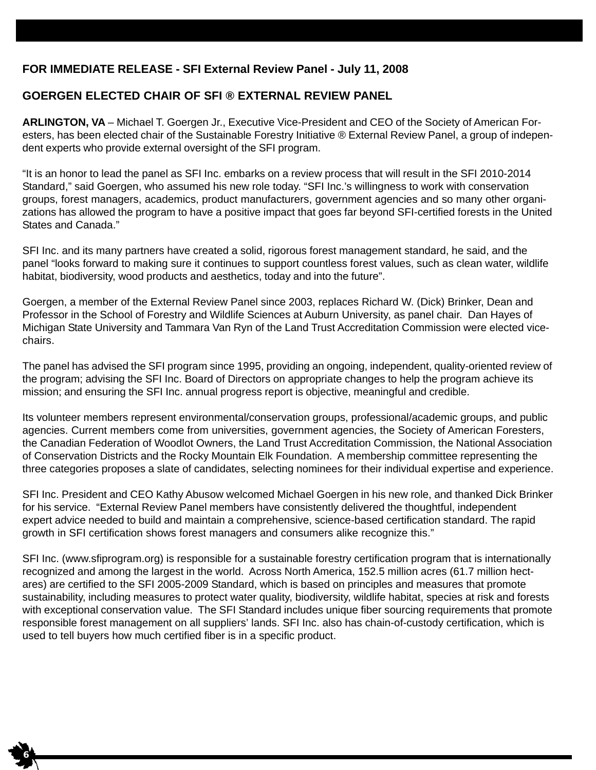**FOR IMMEDIATE RELEASE - SFI External Review Panel - July 11, 2008**

## GOERGEN ELECTED CHAIR OF SFI ® EXTERNAL REVIEW PANEL

**ARLINGTON, VA** – Michael T. Goergen Jr., Executive Vice-President and CEO of the Society of American Foresters, has been elected chair of the Sustainable Forestry Initiative ® External Review Panel, a group of independent experts who provide external oversight of the SFI program.

"It is an honor to lead the panel as SFI Inc. embarks on a review process that will result in the SFI 2010-2014 Standard," said Goergen, who assumed his new role today. "SFI Inc.'s willingness to work with conservation groups, forest managers, academics, product manufacturers, government agencies and so many other organizations has allowed the program to have a positive impact that goes far beyond SFI-certified forests in the United States and Canada."

SFI Inc. and its many partners have created a solid, rigorous forest management standard, he said, and the panel "looks forward to making sure it continues to support countless forest values, such as clean water, wildlife habitat, biodiversity, wood products and aesthetics, today and into the future".

Goergen, a member of the External Review Panel since 2003, replaces Richard W. (Dick) Brinker, Dean and Professor in the School of Forestry and Wildlife Sciences at Auburn University, as panel chair. Dan Hayes of Michigan State University and Tammara Van Ryn of the Land Trust Accreditation Commission were elected vice-chairs.

The panel has advised the SFI program since 1995, providing an ongoing, independent, quality-oriented review of the program; advising the SFI Inc. Board of Directors on appropriate changes to help the program achieve its mission; and ensuring the SFI Inc. annual progress report is objective, meaningful and credible.

Its volunteer members represent environmental/conservation groups, professional/academic groups, and public agencies. Current members come from universities, government agencies, the Society of American Foresters, the Canadian Federation of Woodlot Owners, the Land Trust Accreditation Commission, the National Association of Conservation Districts and the Rocky Mountain Elk Foundation. A membership committee representing the three categories proposes a slate of candidates, selecting nominees for their individual expertise and experience.

SFI Inc. President and CEO Kathy Abusow welcomed Michael Goergen in his new role, and thanked Dick Brinker for his service. "External Review Panel members have consistently delivered the thoughtful, independent expert advice needed to build and maintain a comprehensive, science-based certification standard. The rapid growth in SFI certification shows forest managers and consumers alike recognize this."

SFI Inc. (www.sfiprogram.org) is responsible for a sustainable forestry certification program that is internationally recognized and among the largest in the world. Across North America, 152.5 million acres (61.7 million hectares) are certified to the SFI 2005-2009 Standard, which is based on principles and measures that promote sustainability, including measures to protect water quality, biodiversity, wildlife habitat, species at risk and forests with exceptional conservation value. The SFI Standard includes unique fiber sourcing requirements that promote responsible forest management on all suppliers' lands. SFI Inc. also has chain-of-custody certification, which is used to tell buyers how much certified fiber is in a specific product.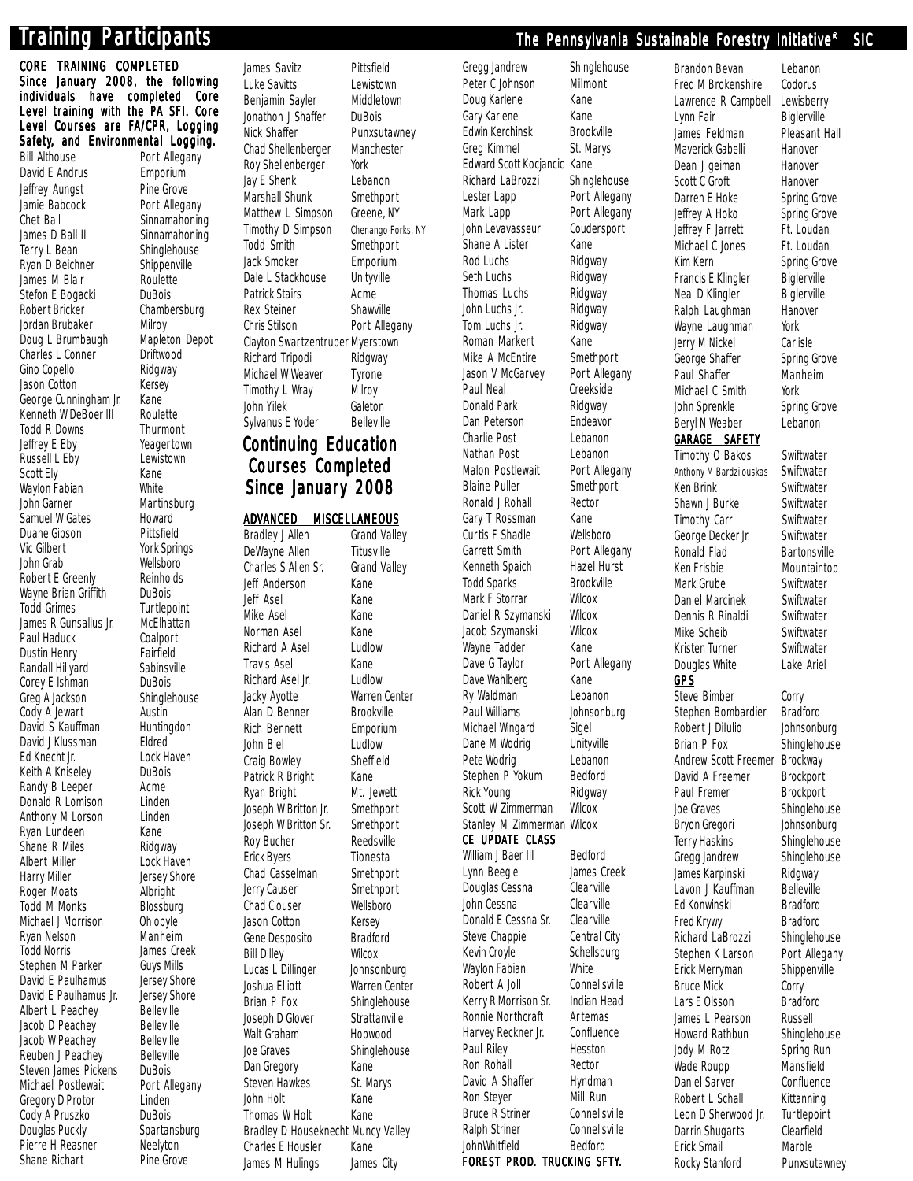# Training Participants

**CORE TRAINING COMPLETED Since January 2008, the following individuals have completed Core Level training with the PA SFI. Core Level Courses are FA/CPR, Logging Safety, and Environmental Logging.**

| Name | Location |
|---|---|
| Bill Althouse | Port Allegany |
| David E Andrus | Emporium |
| Jeffrey Aungst | Pine Grove |
| Jamie Babcock | Port Allegany |
| Chet Ball | Sinnamahoning |
| James D Ball II | Sinnamahoning |
| Terry L Bean | Shinglehouse |
| Ryan D Beichner | Shippenville |
| James M Blair | Roulette |
| Stefon E Bogacki | DuBois |
| Robert Bricker | Chambersburg |
| Jordan Brubaker | Milroy |
| Doug L Brumbaugh | Mapleton Depot |
| Charles L Conner | Driftwood |
| Gino Copello | Ridgway |
| Jason Cotton | Kersey |
| George Cunningham Jr. | Kane |
| Kenneth W DeBoer III | Roulette |
| Todd R Downs | Thurmont |
| Jeffrey E Eby | Yeagertown |
| Russell L Eby | Lewistown |
| Scott Ely | Kane |
| Waylon Fabian | White |
| John Garner | Martinsburg |
| Samuel W Gates | Howard |
| Duane Gibson | Pittsfield |
| Vic Gilbert | York Springs |
| John Grab | Wellsboro |
| Robert E Greenly | Reinholds |
| Wayne Brian Griffith | DuBois |
| Todd Grimes | Turtlepoint |
| James R Gunsallus Jr. | McElhattan |
| Paul Haduck | Coalport |
| Dustin Henry | Fairfield |
| Randall Hillyard | Sabinsville |
| Corey E Ishman | DuBois |
| Greg A Jackson | Shinglehouse |
| Cody A Jewart | Austin |
| David S Kauffman | Huntingdon |
| David J Klussman | Eldred |
| Ed Knecht Jr. | Lock Haven |
| Keith A Kniseley | DuBois |
| Randy B Leeper | Acme |
| Donald R Lomison | Linden |
| Anthony M Lorson | Linden |
| Ryan Lundeen | Kane |
| Shane R Miles | Ridgway |
| Albert Miller | Lock Haven |
| Harry Miller | Jersey Shore |
| Roger Moats | Albright |
| Todd M Monks | Blossburg |
| Michael J Morrison | Ohiopyle |
| Ryan Nelson | Manheim |
| Todd Norris | James Creek |
| Stephen M Parker | Guys Mills |
| David E Paulhamus | Jersey Shore |
| David E Paulhamus Jr. | Jersey Shore |
| Albert L Peachey | Belleville |
| Jacob D Peachey | Belleville |
| Jacob W Peachey | Belleville |
| Reuben J Peachey | Belleville |
| Steven James Pickens | DuBois |
| Michael Postlewait | Port Allegany |
| Gregory D Protor | Linden |
| Cody A Pruszko | DuBois |
| Douglas Puckly | Spartansburg |
| Pierre H Reasner | Neelyton |
| Shane Richart | Pine Grove |
| James Savitz | Pittsfield |
| Luke Savitts | Lewistown |
| Benjamin Sayler | Middletown |
| Jonathon J Shaffer | DuBois |
| Nick Shaffer | Punxsutawney |
| Chad Shellenberger | Manchester |
| Roy Shellenberger | York |
| Jay E Shenk | Lebanon |
| Marshall Shunk | Smethport |
| Matthew L Simpson | Greene, NY |
| Timothy D Simpson | Chenango Forks, NY |
| Todd Smith | Smethport |
| Jack Smoker | Emporium |
| Dale L Stackhouse | Unityville |
| Patrick Stairs | Acme |
| Rex Steiner | Shawville |
| Chris Stilson | Port Allegany |
| Clayton Swartzentruber | Myerstown |
| Richard Tripodi | Ridgway |
| Michael W Weaver | Tyrone |
| Timothy L Wray | Milroy |
| John Yilek | Galeton |
| Sylvanus E Yoder | Belleville |

## Continuing Education Courses Completed Since January 2008

### ADVANCED MISCELLANEOUS

| Name | Location |
|---|---|
| Bradley J Allen | Grand Valley |
| DeWayne Allen | Titusville |
| Charles S Allen Sr. | Grand Valley |
| Jeff Anderson | Kane |
| Jeff Asel | Kane |
| Mike Asel | Kane |
| Norman Asel | Kane |
| Richard A Asel | Ludlow |
| Travis Asel | Kane |
| Richard Asel Jr. | Ludlow |
| Jacky Ayotte | Warren Center |
| Alan D Benner | Brookville |
| Rich Bennett | Emporium |
| John Biel | Ludlow |
| Craig Bowley | Sheffield |
| Patrick R Bright | Kane |
| Ryan Bright | Mt. Jewett |
| Joseph W Britton Jr. | Smethport |
| Joseph W Britton Sr. | Smethport |
| Roy Bucher | Reedsville |
| Erick Byers | Tionesta |
| Chad Casselman | Smethport |
| Jerry Causer | Smethport |
| Chad Clouser | Wellsboro |
| Jason Cotton | Kersey |
| Gene Desposito | Bradford |
| Bill Dilley | Wilcox |
| Lucas L Dillinger | Johnsonburg |
| Joshua Elliott | Warren Center |
| Brian P Fox | Shinglehouse |
| Joseph D Glover | Strattanville |
| Walt Graham | Hopwood |
| Joe Graves | Shinglehouse |
| Dan Gregory | Kane |
| Steven Hawkes | St. Marys |
| John Holt | Kane |
| Thomas W Holt | Kane |
| Bradley D Houseknecht | Muncy Valley |
| Charles E Housler | Kane |
| James M Hulings | James City |
| Gregg Jandrew | Shinglehouse |
| Peter C Johnson | Milmont |
| Doug Karlene | Kane |
| Gary Karlene | Kane |
| Edwin Kerchinski | Brookville |
| Greg Kimmel | St. Marys |
| Edward Scott Kocjancic | Kane |
| Richard LaBrozzi | Shinglehouse |
| Lester Lapp | Port Allegany |
| Mark Lapp | Port Allegany |
| John Levavasseur | Coudersport |
| Shane A Lister | Kane |
| Rod Luchs | Ridgway |
| Seth Luchs | Ridgway |
| Thomas Luchs | Ridgway |
| John Luchs Jr. | Ridgway |
| Tom Luchs Jr. | Ridgway |
| Roman Markert | Kane |
| Mike A McEntire | Smethport |
| Jason V McGarvey | Port Allegany |
| Paul Neal | Creekside |
| Donald Park | Ridgway |
| Dan Peterson | Endeavor |
| Charlie Post | Lebanon |
| Nathan Post | Lebanon |
| Malon Postlewait | Port Allegany |
| Blaine Puller | Smethport |
| Ronald J Rohall | Rector |
| Gary T Rossman | Kane |
| Curtis F Shadle | Wellsboro |
| Garrett Smith | Port Allegany |
| Kenneth Spaich | Hazel Hurst |
| Todd Sparks | Brookville |
| Mark F Storrar | Wilcox |
| Daniel R Szymanski | Wilcox |
| Jacob Szymanski | Wilcox |
| Wayne Tadder | Kane |
| Dave G Taylor | Port Allegany |
| Dave Wahlberg | Kane |
| Ry Waldman | Lebanon |
| Paul Williams | Johnsonburg |
| Michael Wingard | Sigel |
| Dane M Wodrig | Unityville |
| Pete Wodrig | Lebanon |
| Stephen P Yokum | Bedford |
| Rick Young | Ridgway |
| Scott W Zimmerman | Wilcox |
| Stanley M Zimmerman | Wilcox |

### CE UPDATE CLASS

| Name | Location |
|---|---|
| William J Baer III | Bedford |
| Lynn Beegle | James Creek |
| Douglas Cessna | Clearville |
| John Cessna | Clearville |
| Donald E Cessna Sr. | Clearville |
| Steve Chappie | Central City |
| Kevin Croyle | Schellsburg |
| Waylon Fabian | White |
| Robert A Joll | Connellsville |
| Kerry R Morrison Sr. | Indian Head |
| Ronnie Northcraft | Artemas |
| Harvey Reckner Jr. | Confluence |
| Paul Riley | Hesston |
| Ron Rohall | Rector |
| David A Shaffer | Hyndman |
| Ron Steyer | Mill Run |
| Bruce R Striner | Connellsville |
| Ralph Striner | Connellsville |
| JohnWhitfield | Bedford |

### FOREST PROD. TRUCKING SFTY.

| Name | Location |
|---|---|
| Brandon Bevan | Lebanon |
| Fred M Brokenshire | Codorus |
| Lawrence R Campbell | Lewisberry |
| Lynn Fair | Biglerville |
| James Feldman | Pleasant Hall |
| Maverick Gabelli | Hanover |
| Dean J geiman | Hanover |
| Scott C Groft | Hanover |
| Darren E Hoke | Spring Grove |
| Jeffrey A Hoko | Spring Grove |
| Jeffrey F Jarrett | Ft. Loudan |
| Michael C Jones | Ft. Loudan |
| Kim Kern | Spring Grove |
| Francis E Klingler | Biglerville |
| Neal D Klingler | Biglerville |
| Ralph Laughman | Hanover |
| Wayne Laughman | York |
| Jerry M Nickel | Carlisle |
| George Shaffer | Spring Grove |
| Paul Shaffer | Manheim |
| Michael C Smith | York |
| John Sprenkle | Spring Grove |
| Beryl N Weaber | Lebanon |

### GARAGE SAFETY

| Name | Location |
|---|---|
| Timothy O Bakos | Swiftwater |
| Anthony M Bardzilouskas | Swiftwater |
| Ken Brink | Swiftwater |
| Shawn J Burke | Swiftwater |
| Timothy Carr | Swiftwater |
| George Decker Jr. | Swiftwater |
| Ronald Flad | Bartonsville |
| Ken Frisbie | Mountaintop |
| Mark Grube | Swiftwater |
| Daniel Marcinek | Swiftwater |
| Dennis R Rinaldi | Swiftwater |
| Mike Scheib | Swiftwater |
| Kristen Turner | Swiftwater |
| Douglas White | Lake Ariel |

### GPS

| Name | Location |
|---|---|
| Steve Bimber | Corry |
| Stephen Bombardier | Bradford |
| Robert J DiLulio | Johnsonburg |
| Brian P Fox | Shinglehouse |
| Andrew Scott Freemer | Brockway |
| David A Freemer | Brockport |
| Paul Fremer | Brockport |
| Joe Graves | Shinglehouse |
| Bryon Gregori | Johnsonburg |
| Terry Haskins | Shinglehouse |
| Gregg Jandrew | Shinglehouse |
| James Karpinski | Ridgway |
| Lavon J Kauffman | Belleville |
| Ed Konwinski | Bradford |
| Fred Krywy | Bradford |
| Richard LaBrozzi | Shinglehouse |
| Stephen K Larson | Port Allegany |
| Erick Merryman | Shippenville |
| Bruce Mick | Corry |
| Lars E Olsson | Bradford |
| James L Pearson | Russell |
| Howard Rathbun | Shinglehouse |
| Jody M Rotz | Spring Run |
| Wade Roupp | Mansfield |
| Daniel Sarver | Confluence |
| Robert L Schall | Kittanning |
| Leon D Sherwood Jr. | Turtlepoint |
| Darrin Shugarts | Clearfield |
| Erick Smail | Marble |
| Rocky Stanford | Punxsutawney |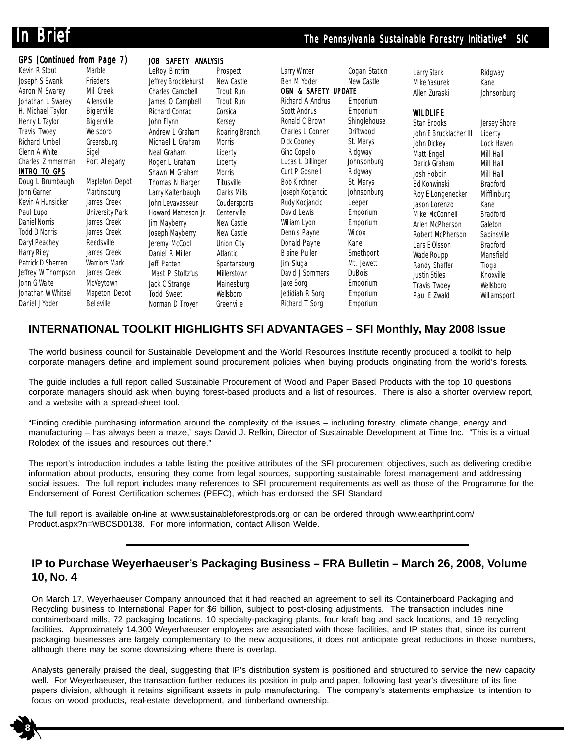## In Brief

### GPS (Continued from Page 7)

| Name | Location |
|---|---|
| Kevin R Stout | Marble |
| Joseph S Swank | Friedens |
| Aaron M Swarey | Mill Creek |
| Jonathan L Swarey | Allensville |
| H. Michael Taylor | Biglerville |
| Henry L Taylor | Biglerville |
| Travis Twoey | Wellsboro |
| Richard Umbel | Greensburg |
| Glenn A White | Sigel |
| Charles Zimmerman | Port Allegany |

### INTRO TO GPS

| Name | Location |
|---|---|
| Doug L Brumbaugh | Mapleton Depot |
| John Garner | Martinsburg |
| Kevin A Hunsicker | James Creek |
| Paul Lupo | University Park |
| Daniel Norris | James Creek |
| Todd D Norris | James Creek |
| Daryl Peachey | Reedsville |
| Harry Riley | James Creek |
| Patrick D Sherren | Warriors Mark |
| Jeffrey W Thompson | James Creek |
| John G Waite | McVeytown |
| Jonathan W Whitsel | Mapeton Depot |
| Daniel J Yoder | Belleville |

### JOB SAFETY ANALYSIS

| Name | Location |
|---|---|
| LeRoy Bintrim | Prospect |
| Jeffrey Brocklehurst | New Castle |
| Charles Campbell | Trout Run |
| James O Campbell | Trout Run |
| Richard Conrad | Corsica |
| John Flynn | Kersey |
| Andrew L Graham | Roaring Branch |
| Michael L Graham | Morris |
| Neal Graham | Liberty |
| Roger L Graham | Liberty |
| Shawn M Graham | Morris |
| Thomas N Harger | Titusville |
| Larry Kaltenbaugh | Clarks Mills |
| John Levavasseur | Coudersports |
| Howard Matteson Jr. | Centerville |
| Jim Mayberry | New Castle |
| Joseph Mayberry | New Castle |
| Jeremy McCool | Union City |
| Daniel R Miller | Atlantic |
| Jeff Patten | Spartansburg |
| Mast P Stoltzfus | Millerstown |
| Jack C Strange | Mainesburg |
| Todd Sweet | Wellsboro |
| Norman D Troyer | Greenville |
| Larry Winter | Cogan Station |
| Ben M Yoder | New Castle |

### OGM & SAFETY UPDATE

| Name | Location |
|---|---|
| Richard A Andrus | Emporium |
| Scott Andrus | Emporium |
| Ronald C Brown | Shinglehouse |
| Charles L Conner | Driftwood |
| Dick Cooney | St. Marys |
| Gino Copello | Ridgway |
| Lucas L Dillinger | Johnsonburg |
| Curt P Gosnell | Ridgway |
| Bob Kirchner | St. Marys |
| Joseph Kocjancic | Johnsonburg |
| Rudy Kocjancic | Leeper |
| David Lewis | Emporium |
| William Lyon | Emporium |
| Dennis Payne | Wilcox |
| Donald Payne | Kane |
| Blaine Puller | Smethport |
| Jim Sluga | Mt. Jewett |
| David J Sommers | DuBois |
| Jake Sorg | Emporium |
| Jedidiah R Sorg | Emporium |
| Richard T Sorg | Emporium |
| Larry Stark | Ridgway |
| Mike Yasurek | Kane |
| Allen Zuraski | Johnsonburg |

### WILDLIFE

| Name | Location |
|---|---|
| Stan Brooks | Jersey Shore |
| John E Brucklacher III | Liberty |
| John Dickey | Lock Haven |
| Matt Engel | Mill Hall |
| Darick Graham | Mill Hall |
| Josh Hobbin | Mill Hall |
| Ed Konwinski | Bradford |
| Roy E Longenecker | Mifflinburg |
| Jason Lorenzo | Kane |
| Mike McConnell | Bradford |
| Arlen McPherson | Galeton |
| Robert McPherson | Sabinsville |
| Lars E Olsson | Bradford |
| Wade Roupp | Mansfield |
| Randy Shaffer | Tioga |
| Justin Stiles | Knoxville |
| Travis Twoey | Wellsboro |
| Paul E Zwald | Williamsport |

## INTERNATIONAL TOOLKIT HIGHLIGHTS SFI ADVANTAGES – SFI Monthly, May 2008 Issue

The world business council for Sustainable Development and the World Resources Institute recently produced a toolkit to help corporate managers define and implement sound procurement policies when buying products originating from the world's forests.

The guide includes a full report called Sustainable Procurement of Wood and Paper Based Products with the top 10 questions corporate managers should ask when buying forest-based products and a list of resources. There is also a shorter overview report, and a website with a spread-sheet tool.

"Finding credible purchasing information around the complexity of the issues – including forestry, climate change, energy and manufacturing – has always been a maze," says David J. Refkin, Director of Sustainable Development at Time Inc. "This is a virtual Rolodex of the issues and resources out there."

The report's introduction includes a table listing the positive attributes of the SFI procurement objectives, such as delivering credible information about products, ensuring they come from legal sources, supporting sustainable forest management and addressing social issues. The full report includes many references to SFI procurement requirements as well as those of the Programme for the Endorsement of Forest Certification schemes (PEFC), which has endorsed the SFI Standard.

The full report is available on-line at www.sustainableforestprods.org or can be ordered through www.earthprint.com/Product.aspx?n=WBCSD0138. For more information, contact Allison Welde.

---

## IP to Purchase Weyerhaeuser's Packaging Business – FRA Bulletin – March 26, 2008, Volume 10, No. 4

On March 17, Weyerhaeuser Company announced that it had reached an agreement to sell its Containerboard Packaging and Recycling business to International Paper for $6 billion, subject to post-closing adjustments. The transaction includes nine containerboard mills, 72 packaging locations, 10 specialty-packaging plants, four kraft bag and sack locations, and 19 recycling facilities. Approximately 14,300 Weyerhaeuser employees are associated with those facilities, and IP states that, since its current packaging businesses are largely complementary to the new acquisitions, it does not anticipate great reductions in those numbers, although there may be some downsizing where there is overlap.

Analysts generally praised the deal, suggesting that IP's distribution system is positioned and structured to service the new capacity well. For Weyerhaeuser, the transaction further reduces its position in pulp and paper, following last year's divestiture of its fine papers division, although it retains significant assets in pulp manufacturing. The company's statements emphasize its intention to focus on wood products, real-estate development, and timberland ownership.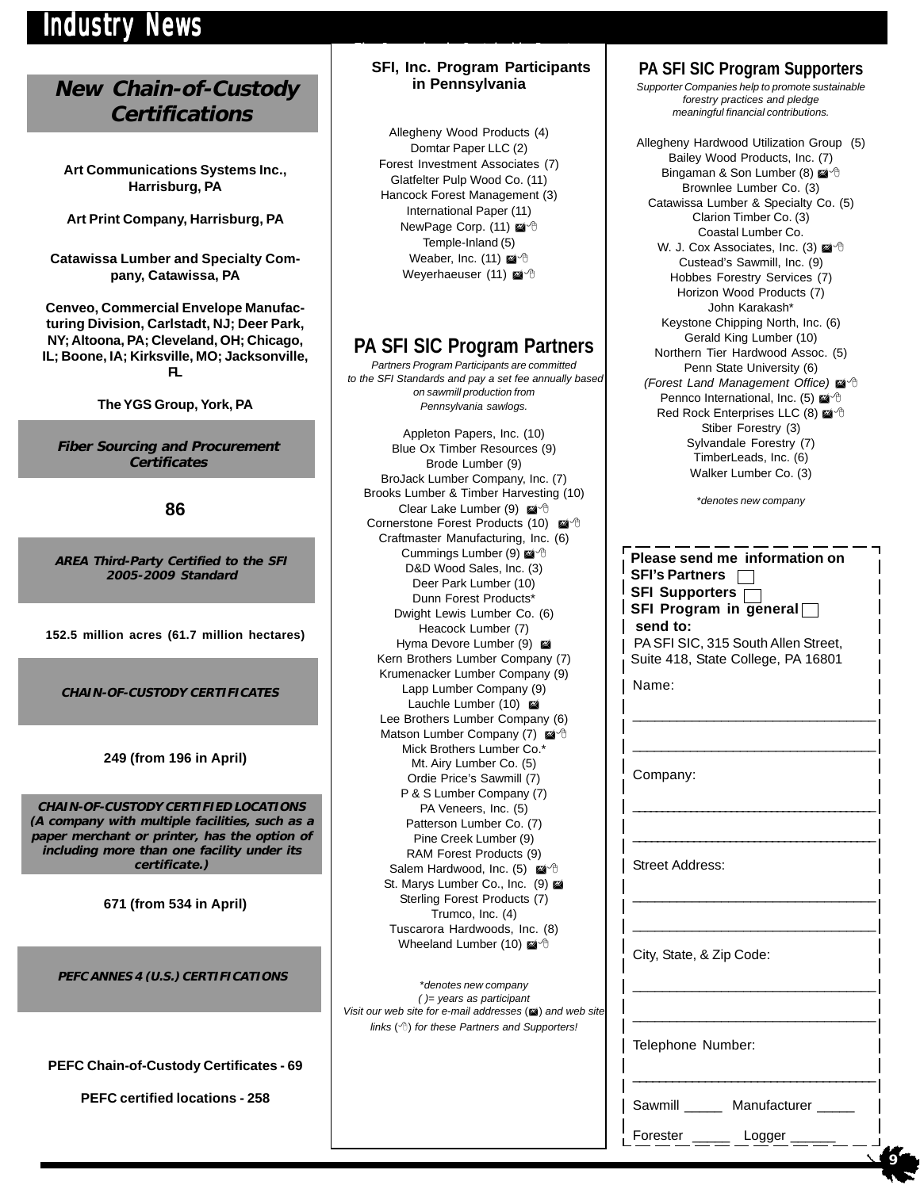# Industry News

## New Chain-of-Custody Certifications

**Art Communications Systems Inc., Harrisburg, PA**

**Art Print Company, Harrisburg, PA**

**Catawissa Lumber and Specialty Company, Catawissa, PA**

**Cenveo, Commercial Envelope Manufacturing Division, Carlstadt, NJ; Deer Park, NY; Altoona, PA; Cleveland, OH; Chicago, IL; Boone, IA; Kirksville, MO; Jacksonville, FL**

**The YGS Group, York, PA**

***Fiber Sourcing and Procurement Certificates***

**86**

***AREA Third-Party Certified to the SFI 2005-2009 Standard***

**152.5 million acres (61.7 million hectares)**

***CHAIN-OF-CUSTODY CERTIFICATES***

**249 (from 196 in April)**

***CHAIN-OF-CUSTODY CERTIFIED LOCATIONS (A company with multiple facilities, such as a paper merchant or printer, has the option of including more than one facility under its certificate.)***

**671 (from 534 in April)**

***PEFC ANNES 4 (U.S.) CERTIFICATIONS***

**PEFC Chain-of-Custody Certificates - 69**

**PEFC certified locations - 258**

### SFI, Inc. Program Participants in Pennsylvania

Allegheny Wood Products (4)
Domtar Paper LLC (2)
Forest Investment Associates (7)
Glatfelter Pulp Wood Co. (11)
Hancock Forest Management (3)
International Paper (11)
NewPage Corp. (11) ✉ 🖱
Temple-Inland (5)
Weaber, Inc. (11) ✉ 🖱
Weyerhaeuser (11) ✉ 🖱

## PA SFI SIC Program Partners

*Partners Program Participants are committed to the SFI Standards and pay a set fee annually based on sawmill production from Pennsylvania sawlogs.*

Appleton Papers, Inc. (10)
Blue Ox Timber Resources (9)
Brode Lumber (9)
BroJack Lumber Company, Inc. (7)
Brooks Lumber & Timber Harvesting (10)
Clear Lake Lumber (9) ✉ 🖱
Cornerstone Forest Products (10) ✉ 🖱
Craftmaster Manufacturing, Inc. (6)
Cummings Lumber (9) ✉ 🖱
D&D Wood Sales, Inc. (3)
Deer Park Lumber (10)
Dunn Forest Products*
Dwight Lewis Lumber Co. (6)
Heacock Lumber (7)
Hyma Devore Lumber (9) ✉
Kern Brothers Lumber Company (7)
Krumenacker Lumber Company (9)
Lapp Lumber Company (9)
Lauchle Lumber (10) ✉
Lee Brothers Lumber Company (6)
Matson Lumber Company (7) ✉ 🖱
Mick Brothers Lumber Co.*
Mt. Airy Lumber Co. (5)
Ordie Price's Sawmill (7)
P & S Lumber Company (7)
PA Veneers, Inc. (5)
Patterson Lumber Co. (7)
Pine Creek Lumber (9)
RAM Forest Products (9)
Salem Hardwood, Inc. (5) ✉ 🖱
St. Marys Lumber Co., Inc. (9) ✉
Sterling Forest Products (7)
Trumco, Inc. (4)
Tuscarora Hardwoods, Inc. (8)
Wheeland Lumber (10) ✉ 🖱

*\*denotes new company*
*( )= years as participant*
*Visit our web site for e-mail addresses (✉) and web site links (🖱) for these Partners and Supporters!*

## PA SFI SIC Program Supporters

*Supporter Companies help to promote sustainable forestry practices and pledge meaningful financial contributions.*

Allegheny Hardwood Utilization Group (5)
Bailey Wood Products, Inc. (7)
Bingaman & Son Lumber (8) ✉ 🖱
Brownlee Lumber Co. (3)
Catawissa Lumber & Specialty Co. (5)
Clarion Timber Co. (3)
Coastal Lumber Co.
W. J. Cox Associates, Inc. (3) ✉ 🖱
Custead's Sawmill, Inc. (9)
Hobbes Forestry Services (7)
Horizon Wood Products (7)
John Karakash*
Keystone Chipping North, Inc. (6)
Gerald King Lumber (10)
Northern Tier Hardwood Assoc. (5)
Penn State University (6)
*(Forest Land Management Office)* ✉ 🖱
Pennco International, Inc. (5) ✉ 🖱
Red Rock Enterprises LLC (8) ✉ 🖱
Stiber Forestry (3)
Sylvandale Forestry (7)
TimberLeads, Inc. (6)
Walker Lumber Co. (3)

*\*denotes new company*

---

**Please send me information on**
**SFI's Partners** ☐
**SFI Supporters** ☐
**SFI Program in general** ☐
**send to:**
PA SFI SIC, 315 South Allen Street, Suite 418, State College, PA 16801

Name: ______________________________
______________________________

Company: ______________________________
______________________________

Street Address: ______________________________
______________________________

City, State, & Zip Code: ______________________________
______________________________

Telephone Number: ______________________________

Sawmill _____ Manufacturer _____

Forester _____ Logger ______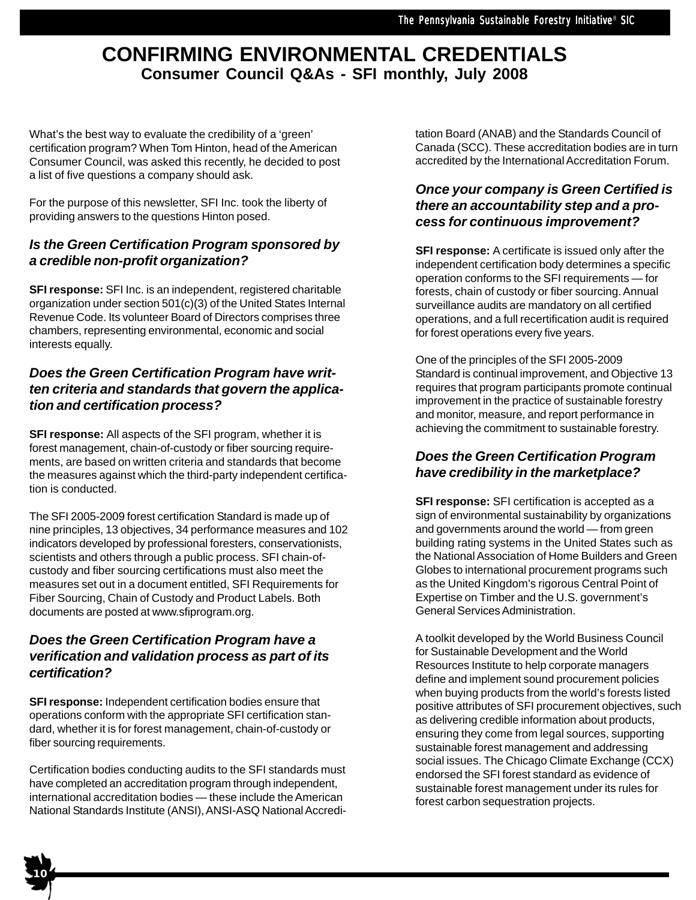# CONFIRMING ENVIRONMENTAL CREDENTIALS

## Consumer Council Q&As - SFI monthly, July 2008

What's the best way to evaluate the credibility of a 'green' certification program? When Tom Hinton, head of the American Consumer Council, was asked this recently, he decided to post a list of five questions a company should ask.

For the purpose of this newsletter, SFI Inc. took the liberty of providing answers to the questions Hinton posed.

### *Is the Green Certification Program sponsored by a credible non-profit organization?*

**SFI response:** SFI Inc. is an independent, registered charitable organization under section 501(c)(3) of the United States Internal Revenue Code. Its volunteer Board of Directors comprises three chambers, representing environmental, economic and social interests equally.

### *Does the Green Certification Program have written criteria and standards that govern the application and certification process?*

**SFI response:** All aspects of the SFI program, whether it is forest management, chain-of-custody or fiber sourcing requirements, are based on written criteria and standards that become the measures against which the third-party independent certification is conducted.

The SFI 2005-2009 forest certification Standard is made up of nine principles, 13 objectives, 34 performance measures and 102 indicators developed by professional foresters, conservationists, scientists and others through a public process. SFI chain-of-custody and fiber sourcing certifications must also meet the measures set out in a document entitled, SFI Requirements for Fiber Sourcing, Chain of Custody and Product Labels. Both documents are posted at www.sfiprogram.org.

### *Does the Green Certification Program have a verification and validation process as part of its certification?*

**SFI response:** Independent certification bodies ensure that operations conform with the appropriate SFI certification standard, whether it is for forest management, chain-of-custody or fiber sourcing requirements.

Certification bodies conducting audits to the SFI standards must have completed an accreditation program through independent, international accreditation bodies — these include the American National Standards Institute (ANSI), ANSI-ASQ National Accreditation Board (ANAB) and the Standards Council of Canada (SCC). These accreditation bodies are in turn accredited by the International Accreditation Forum.

### *Once your company is Green Certified is there an accountability step and a process for continuous improvement?*

**SFI response:** A certificate is issued only after the independent certification body determines a specific operation conforms to the SFI requirements — for forests, chain of custody or fiber sourcing. Annual surveillance audits are mandatory on all certified operations, and a full recertification audit is required for forest operations every five years.

One of the principles of the SFI 2005-2009 Standard is continual improvement, and Objective 13 requires that program participants promote continual improvement in the practice of sustainable forestry and monitor, measure, and report performance in achieving the commitment to sustainable forestry.

### *Does the Green Certification Program have credibility in the marketplace?*

**SFI response:** SFI certification is accepted as a sign of environmental sustainability by organizations and governments around the world — from green building rating systems in the United States such as the National Association of Home Builders and Green Globes to international procurement programs such as the United Kingdom's rigorous Central Point of Expertise on Timber and the U.S. government's General Services Administration.

A toolkit developed by the World Business Council for Sustainable Development and the World Resources Institute to help corporate managers define and implement sound procurement policies when buying products from the world's forests listed positive attributes of SFI procurement objectives, such as delivering credible information about products, ensuring they come from legal sources, supporting sustainable forest management and addressing social issues. The Chicago Climate Exchange (CCX) endorsed the SFI forest standard as evidence of sustainable forest management under its rules for forest carbon sequestration projects.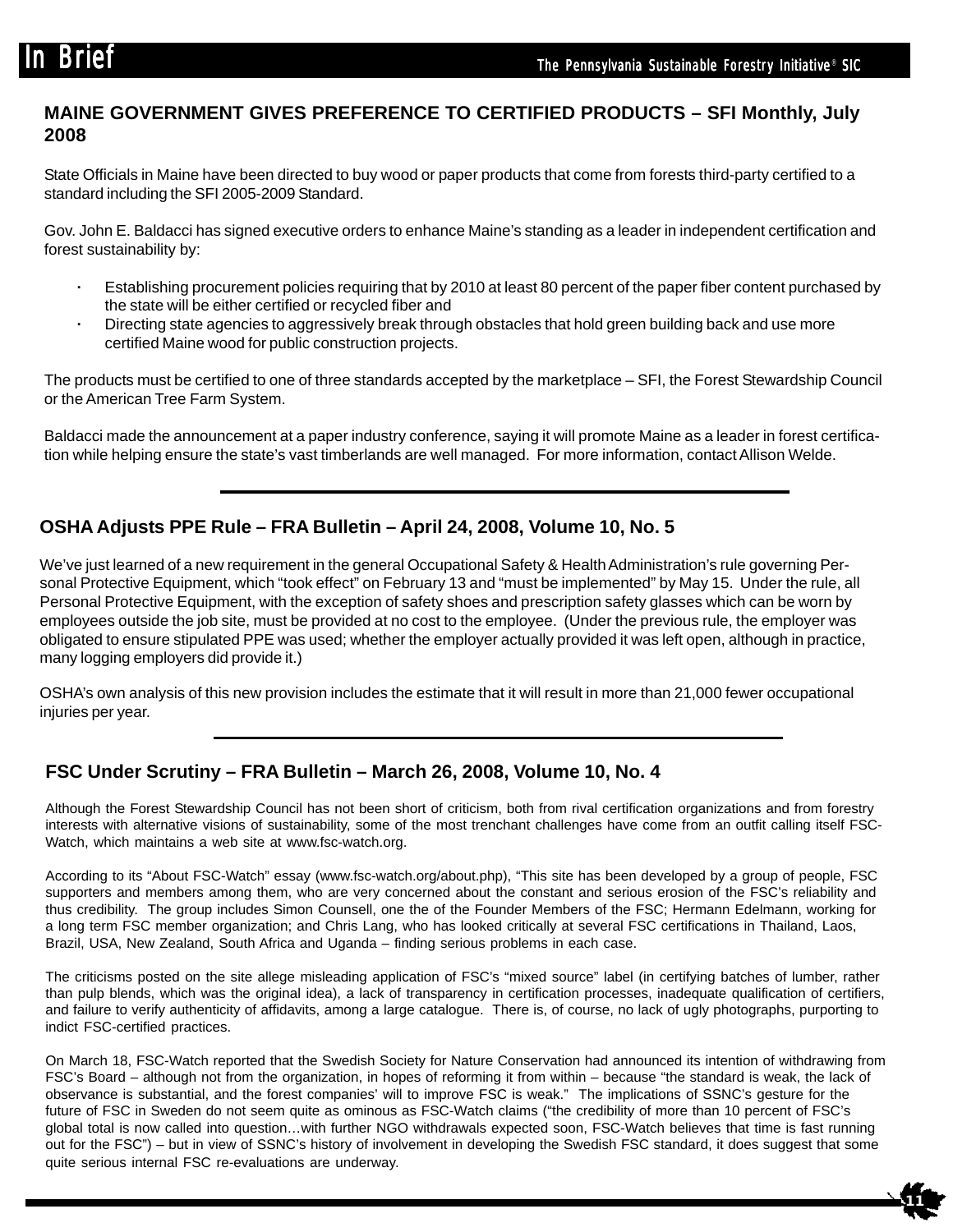## MAINE GOVERNMENT GIVES PREFERENCE TO CERTIFIED PRODUCTS – SFI Monthly, July 2008

State Officials in Maine have been directed to buy wood or paper products that come from forests third-party certified to a standard including the SFI 2005-2009 Standard.

Gov. John E. Baldacci has signed executive orders to enhance Maine's standing as a leader in independent certification and forest sustainability by:

- Establishing procurement policies requiring that by 2010 at least 80 percent of the paper fiber content purchased by the state will be either certified or recycled fiber and
- Directing state agencies to aggressively break through obstacles that hold green building back and use more certified Maine wood for public construction projects.

The products must be certified to one of three standards accepted by the marketplace – SFI, the Forest Stewardship Council or the American Tree Farm System.

Baldacci made the announcement at a paper industry conference, saying it will promote Maine as a leader in forest certification while helping ensure the state's vast timberlands are well managed. For more information, contact Allison Welde.

---

## OSHA Adjusts PPE Rule – FRA Bulletin – April 24, 2008, Volume 10, No. 5

We've just learned of a new requirement in the general Occupational Safety & Health Administration's rule governing Personal Protective Equipment, which "took effect" on February 13 and "must be implemented" by May 15. Under the rule, all Personal Protective Equipment, with the exception of safety shoes and prescription safety glasses which can be worn by employees outside the job site, must be provided at no cost to the employee. (Under the previous rule, the employer was obligated to ensure stipulated PPE was used; whether the employer actually provided it was left open, although in practice, many logging employers did provide it.)

OSHA's own analysis of this new provision includes the estimate that it will result in more than 21,000 fewer occupational injuries per year.

---

## FSC Under Scrutiny – FRA Bulletin – March 26, 2008, Volume 10, No. 4

Although the Forest Stewardship Council has not been short of criticism, both from rival certification organizations and from forestry interests with alternative visions of sustainability, some of the most trenchant challenges have come from an outfit calling itself FSC-Watch, which maintains a web site at www.fsc-watch.org.

According to its "About FSC-Watch" essay (www.fsc-watch.org/about.php), "This site has been developed by a group of people, FSC supporters and members among them, who are very concerned about the constant and serious erosion of the FSC's reliability and thus credibility. The group includes Simon Counsell, one the of the Founder Members of the FSC; Hermann Edelmann, working for a long term FSC member organization; and Chris Lang, who has looked critically at several FSC certifications in Thailand, Laos, Brazil, USA, New Zealand, South Africa and Uganda – finding serious problems in each case.

The criticisms posted on the site allege misleading application of FSC's "mixed source" label (in certifying batches of lumber, rather than pulp blends, which was the original idea), a lack of transparency in certification processes, inadequate qualification of certifiers, and failure to verify authenticity of affidavits, among a large catalogue. There is, of course, no lack of ugly photographs, purporting to indict FSC-certified practices.

On March 18, FSC-Watch reported that the Swedish Society for Nature Conservation had announced its intention of withdrawing from FSC's Board – although not from the organization, in hopes of reforming it from within – because "the standard is weak, the lack of observance is substantial, and the forest companies' will to improve FSC is weak." The implications of SSNC's gesture for the future of FSC in Sweden do not seem quite as ominous as FSC-Watch claims ("the credibility of more than 10 percent of FSC's global total is now called into question…with further NGO withdrawals expected soon, FSC-Watch believes that time is fast running out for the FSC") – but in view of SSNC's history of involvement in developing the Swedish FSC standard, it does suggest that some quite serious internal FSC re-evaluations are underway.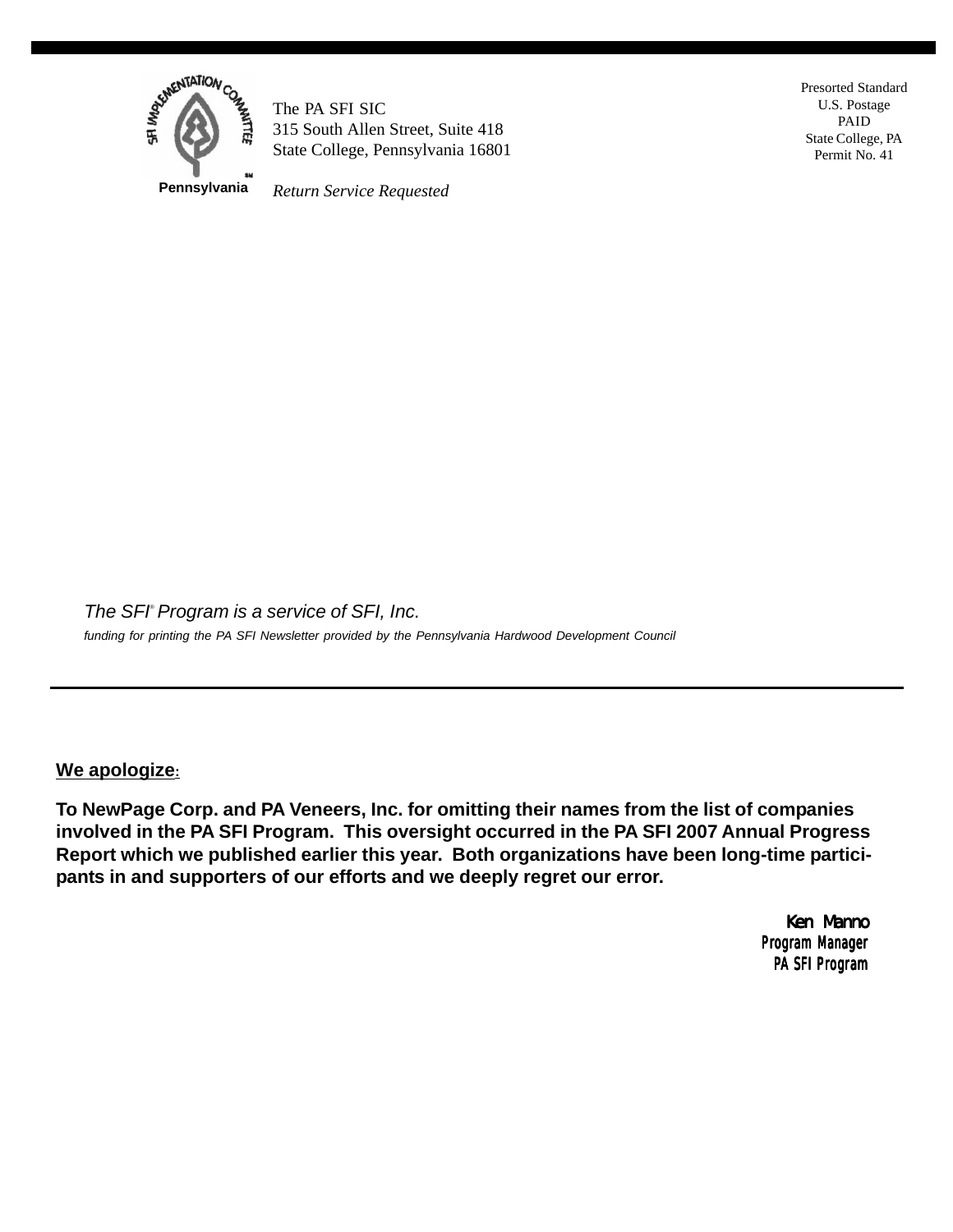Pennsylvania

The PA SFI SIC
315 South Allen Street, Suite 418
State College, Pennsylvania 16801

*Return Service Requested*

Presorted Standard
U.S. Postage
PAID
State College, PA
Permit No. 41

*The SFI® Program is a service of SFI, Inc.*

*funding for printing the PA SFI Newsletter provided by the Pennsylvania Hardwood Development Council*

---

**We apologize:**

**To NewPage Corp. and PA Veneers, Inc. for omitting their names from the list of companies involved in the PA SFI Program. This oversight occurred in the PA SFI 2007 Annual Progress Report which we published earlier this year. Both organizations have been long-time participants in and supporters of our efforts and we deeply regret our error.**

**Ken Manno**
**Program Manager**
**PA SFI Program**